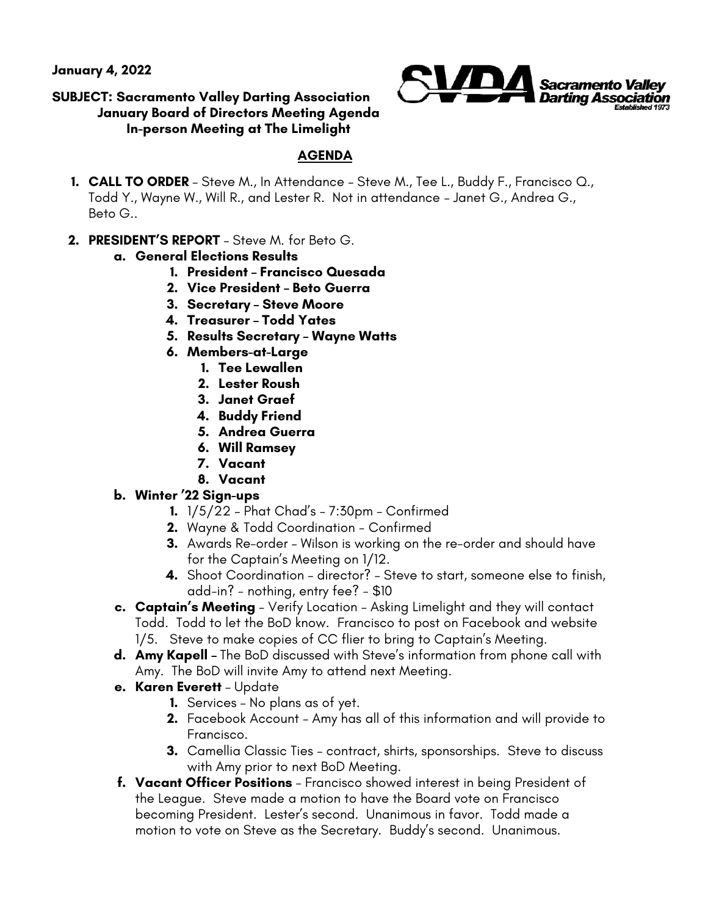**January 4, 2022**

**SUBJECT: Sacramento Valley Darting Association January Board of Directors Meeting Agenda In-person Meeting at The Limelight**

## AGENDA

1. **CALL TO ORDER** – Steve M., In Attendance – Steve M., Tee L., Buddy F., Francisco Q., Todd Y., Wayne W., Will R., and Lester R. Not in attendance – Janet G., Andrea G., Beto G..

2. **PRESIDENT'S REPORT** – Steve M. for Beto G.
   a. **General Elections Results**
      1. **President – Francisco Quesada**
      2. **Vice President – Beto Guerra**
      3. **Secretary – Steve Moore**
      4. **Treasurer – Todd Yates**
      5. **Results Secretary – Wayne Watts**
      6. **Members-at-Large**
         1. **Tee Lewallen**
         2. **Lester Roush**
         3. **Janet Graef**
         4. **Buddy Friend**
         5. **Andrea Guerra**
         6. **Will Ramsey**
         7. **Vacant**
         8. **Vacant**

   b. **Winter '22 Sign-ups**
      1. 1/5/22 – Phat Chad's – 7:30pm – Confirmed
      2. Wayne & Todd Coordination – Confirmed
      3. Awards Re-order – Wilson is working on the re-order and should have for the Captain's Meeting on 1/12.
      4. Shoot Coordination – director? – Steve to start, someone else to finish, add-in? – nothing, entry fee? – $10

   c. **Captain's Meeting** – Verify Location – Asking Limelight and they will contact Todd. Todd to let the BoD know. Francisco to post on Facebook and website 1/5. Steve to make copies of CC flier to bring to Captain's Meeting.

   d. **Amy Kapell** – The BoD discussed with Steve's information from phone call with Amy. The BoD will invite Amy to attend next Meeting.

   e. **Karen Everett** – Update
      1. Services – No plans as of yet.
      2. Facebook Account – Amy has all of this information and will provide to Francisco.
      3. Camellia Classic Ties – contract, shirts, sponsorships. Steve to discuss with Amy prior to next BoD Meeting.

   f. **Vacant Officer Positions** – Francisco showed interest in being President of the League. Steve made a motion to have the Board vote on Francisco becoming President. Lester's second. Unanimous in favor. Todd made a motion to vote on Steve as the Secretary. Buddy's second. Unanimous.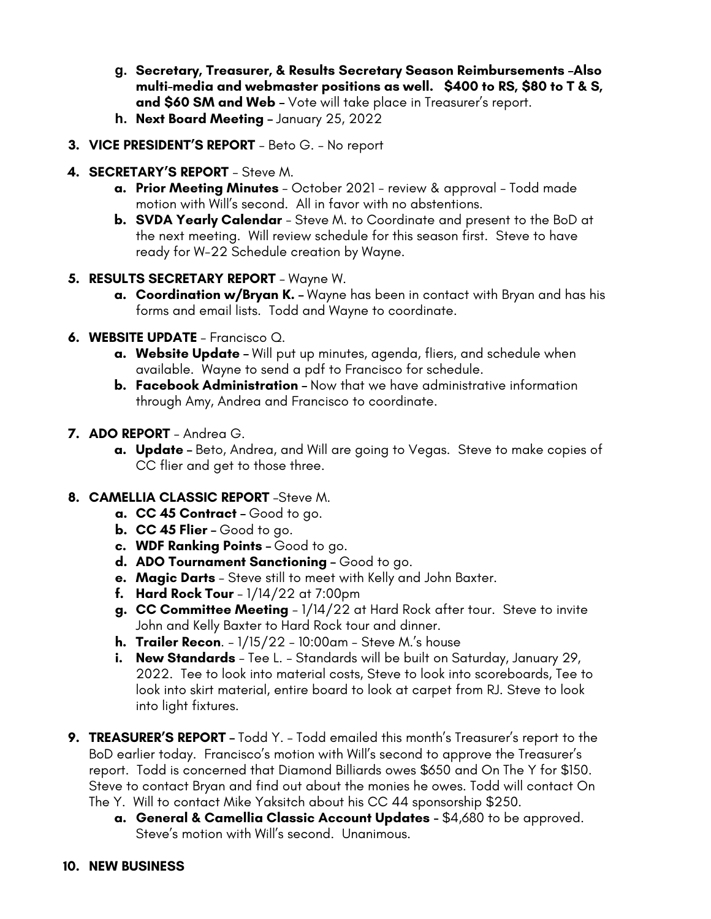g. **Secretary, Treasurer, & Results Secretary Season Reimbursements –Also multi-media and webmaster positions as well. $400 to RS, $80 to T & S, and $60 SM and Web –** Vote will take place in Treasurer's report.
   h. **Next Board Meeting –** January 25, 2022

3. **VICE PRESIDENT'S REPORT** – Beto G. – No report

4. **SECRETARY'S REPORT** – Steve M.
   a. **Prior Meeting Minutes** – October 2021 – review & approval – Todd made motion with Will's second. All in favor with no abstentions.
   b. **SVDA Yearly Calendar** – Steve M. to Coordinate and present to the BoD at the next meeting. Will review schedule for this season first. Steve to have ready for W-22 Schedule creation by Wayne.

5. **RESULTS SECRETARY REPORT** – Wayne W.
   a. **Coordination w/Bryan K. –** Wayne has been in contact with Bryan and has his forms and email lists. Todd and Wayne to coordinate.

6. **WEBSITE UPDATE** – Francisco Q.
   a. **Website Update –** Will put up minutes, agenda, fliers, and schedule when available. Wayne to send a pdf to Francisco for schedule.
   b. **Facebook Administration –** Now that we have administrative information through Amy, Andrea and Francisco to coordinate.

7. **ADO REPORT** – Andrea G.
   a. **Update –** Beto, Andrea, and Will are going to Vegas. Steve to make copies of CC flier and get to those three.

8. **CAMELLIA CLASSIC REPORT** –Steve M.
   a. **CC 45 Contract –** Good to go.
   b. **CC 45 Flier –** Good to go.
   c. **WDF Ranking Points –** Good to go.
   d. **ADO Tournament Sanctioning –** Good to go.
   e. **Magic Darts** – Steve still to meet with Kelly and John Baxter.
   f. **Hard Rock Tour** – 1/14/22 at 7:00pm
   g. **CC Committee Meeting** – 1/14/22 at Hard Rock after tour. Steve to invite John and Kelly Baxter to Hard Rock tour and dinner.
   h. **Trailer Recon**. – 1/15/22 – 10:00am – Steve M.'s house
   i. **New Standards** – Tee L. – Standards will be built on Saturday, January 29, 2022. Tee to look into material costs, Steve to look into scoreboards, Tee to look into skirt material, entire board to look at carpet from RJ. Steve to look into light fixtures.

9. **TREASURER'S REPORT –** Todd Y. – Todd emailed this month's Treasurer's report to the BoD earlier today. Francisco's motion with Will's second to approve the Treasurer's report. Todd is concerned that Diamond Billiards owes $650 and On The Y for $150. Steve to contact Bryan and find out about the monies he owes. Todd will contact On The Y. Will to contact Mike Yaksitch about his CC 44 sponsorship $250.
   a. **General & Camellia Classic Account Updates** – $4,680 to be approved. Steve's motion with Will's second. Unanimous.

10. **NEW BUSINESS**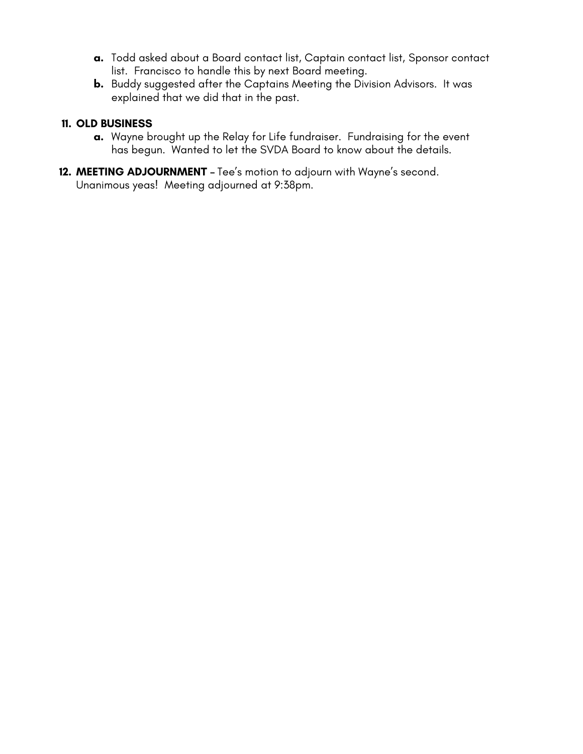a. Todd asked about a Board contact list, Captain contact list, Sponsor contact list. Francisco to handle this by next Board meeting.
b. Buddy suggested after the Captains Meeting the Division Advisors. It was explained that we did that in the past.

11. **OLD BUSINESS**
    a. Wayne brought up the Relay for Life fundraiser. Fundraising for the event has begun. Wanted to let the SVDA Board to know about the details.

12. **MEETING ADJOURNMENT** – Tee's motion to adjourn with Wayne's second. Unanimous yeas! Meeting adjourned at 9:38pm.